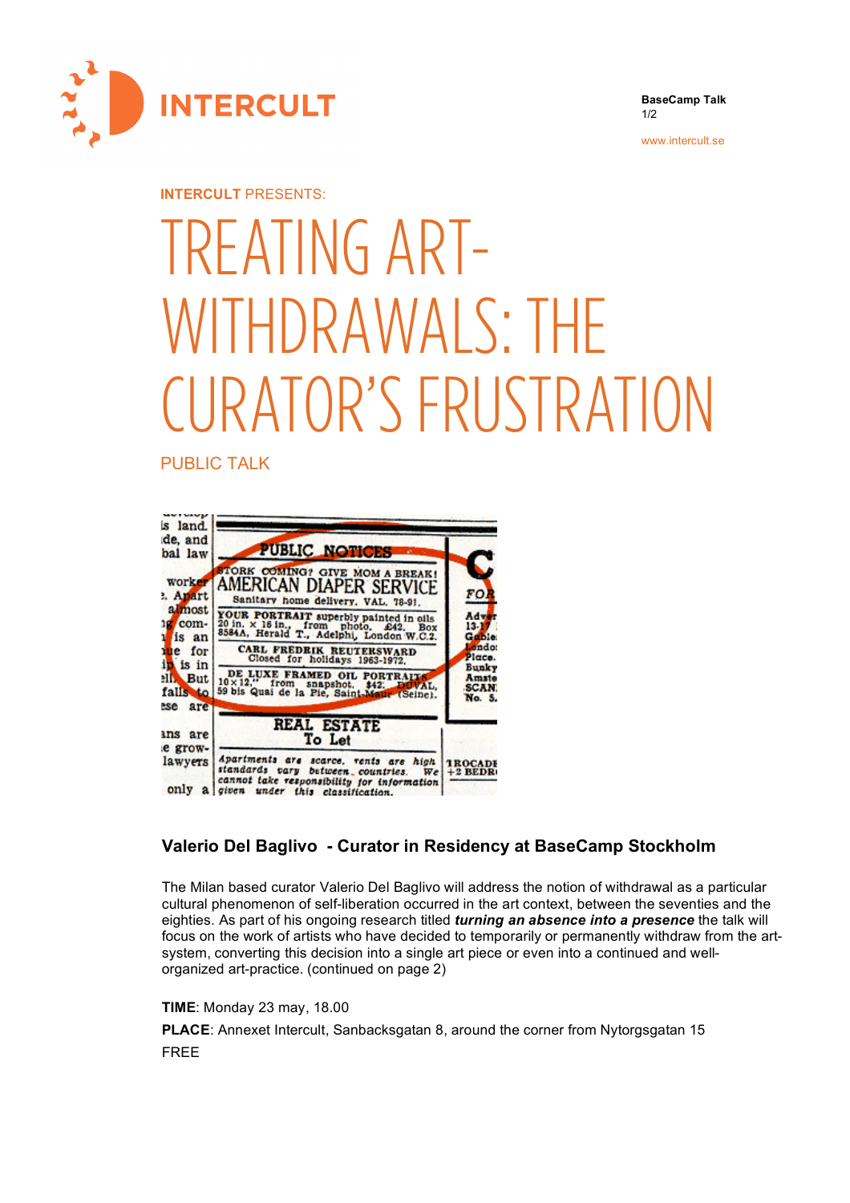**INTERCULT** PRESENTS:

# TREATING ART-WITHDRAWALS: THE CURATOR'S FRUSTRATION

PUBLIC TALK

### Valerio Del Baglivo - Curator in Residency at BaseCamp Stockholm

The Milan based curator Valerio Del Baglivo will address the notion of withdrawal as a particular cultural phenomenon of self-liberation occurred in the art context, between the seventies and the eighties. As part of his ongoing research titled ***turning an absence into a presence*** the talk will focus on the work of artists who have decided to temporarily or permanently withdraw from the art-system, converting this decision into a single art piece or even into a continued and well-organized art-practice. (continued on page 2)

**TIME**: Monday 23 may, 18.00

**PLACE**: Annexet Intercult, Sanbacksgatan 8, around the corner from Nytorgsgatan 15

FREE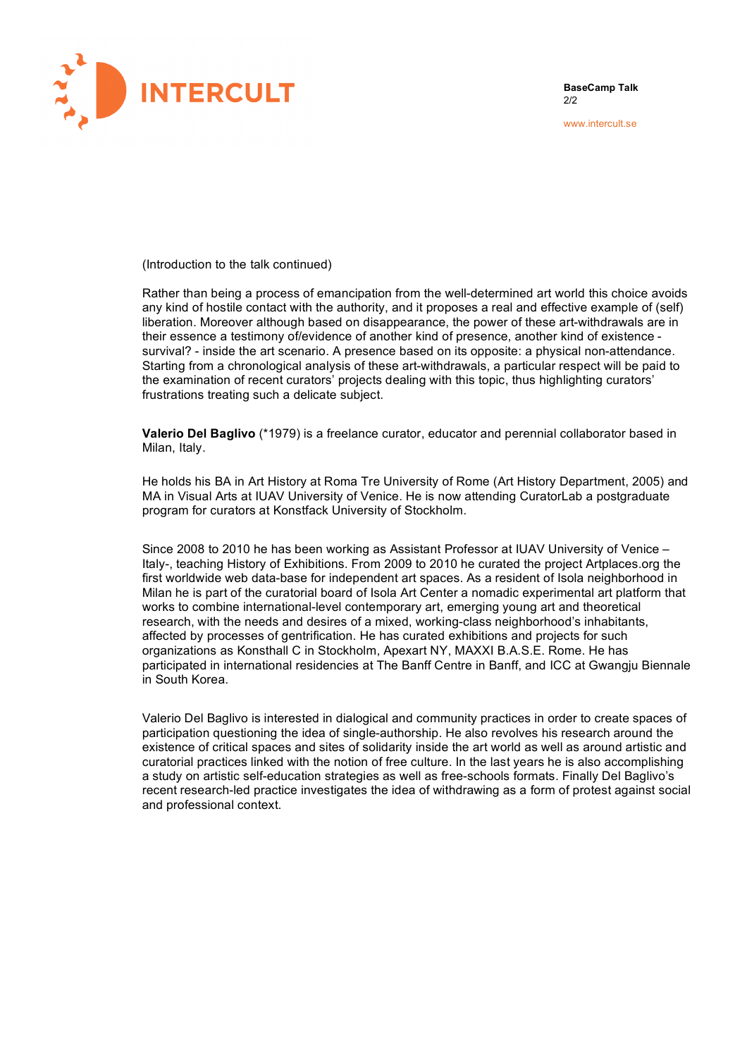(Introduction to the talk continued)

Rather than being a process of emancipation from the well-determined art world this choice avoids any kind of hostile contact with the authority, and it proposes a real and effective example of (self) liberation. Moreover although based on disappearance, the power of these art-withdrawals are in their essence a testimony of/evidence of another kind of presence, another kind of existence - survival? - inside the art scenario. A presence based on its opposite: a physical non-attendance. Starting from a chronological analysis of these art-withdrawals, a particular respect will be paid to the examination of recent curators' projects dealing with this topic, thus highlighting curators' frustrations treating such a delicate subject.

**Valerio Del Baglivo** (*1979) is a freelance curator, educator and perennial collaborator based in Milan, Italy.

He holds his BA in Art History at Roma Tre University of Rome (Art History Department, 2005) and MA in Visual Arts at IUAV University of Venice. He is now attending CuratorLab a postgraduate program for curators at Konstfack University of Stockholm.

Since 2008 to 2010 he has been working as Assistant Professor at IUAV University of Venice –Italy-, teaching History of Exhibitions. From 2009 to 2010 he curated the project Artplaces.org the first worldwide web data-base for independent art spaces. As a resident of Isola neighborhood in Milan he is part of the curatorial board of Isola Art Center a nomadic experimental art platform that works to combine international-level contemporary art, emerging young art and theoretical research, with the needs and desires of a mixed, working-class neighborhood's inhabitants, affected by processes of gentrification. He has curated exhibitions and projects for such organizations as Konsthall C in Stockholm, Apexart NY, MAXXI B.A.S.E. Rome. He has participated in international residencies at The Banff Centre in Banff, and ICC at Gwangju Biennale in South Korea.

Valerio Del Baglivo is interested in dialogical and community practices in order to create spaces of participation questioning the idea of single-authorship. He also revolves his research around the existence of critical spaces and sites of solidarity inside the art world as well as around artistic and curatorial practices linked with the notion of free culture. In the last years he is also accomplishing a study on artistic self-education strategies as well as free-schools formats. Finally Del Baglivo's recent research-led practice investigates the idea of withdrawing as a form of protest against social and professional context.